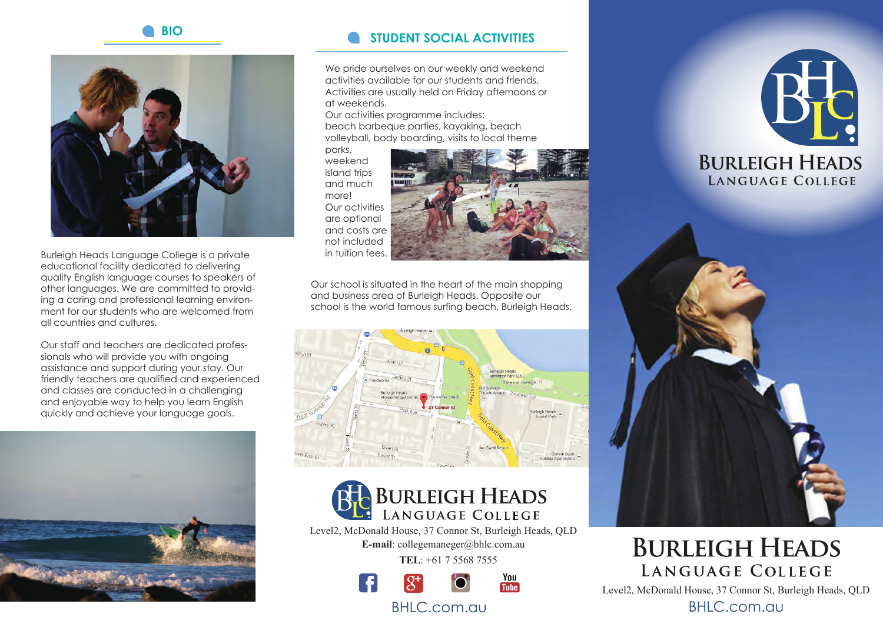## BIO

Burleigh Heads Language College is a private educational facility dedicated to delivering quality English language courses to speakers of other languages. We are committed to providing a caring and professional learning environment for our students who are welcomed from all countries and cultures.

Our staff and teachers are dedicated professionals who will provide you with ongoing assistance and support during your stay. Our friendly teachers are qualified and experienced and classes are conducted in a challenging and enjoyable way to help you learn English quickly and achieve your language goals.

## STUDENT SOCIAL ACTIVITIES

We pride ourselves on our weekly and weekend activities available for our students and friends. Activities are usually held on Friday afternoons or at weekends.
Our activities programme includes:
beach barbeque parties, kayaking, beach volleyball, body boarding, visits to local theme parks, weekend island trips and much more!
Our activities are optional and costs are not included in tuition fees.

Our school is situated in the heart of the main shopping and business area of Burleigh Heads. Opposite our school is the world famous surfing beach, Burleigh Heads.

**BURLEIGH HEADS LANGUAGE COLLEGE**

Level2, McDonald House, 37 Connor St, Burleigh Heads, QLD
**E-mail**: collegemaneger@bhlc.com.au
**TEL**: +61 7 5568 7555

BHLC.com.au

# BURLEIGH HEADS LANGUAGE COLLEGE

Level2, McDonald House, 37 Connor St, Burleigh Heads, QLD

BHLC.com.au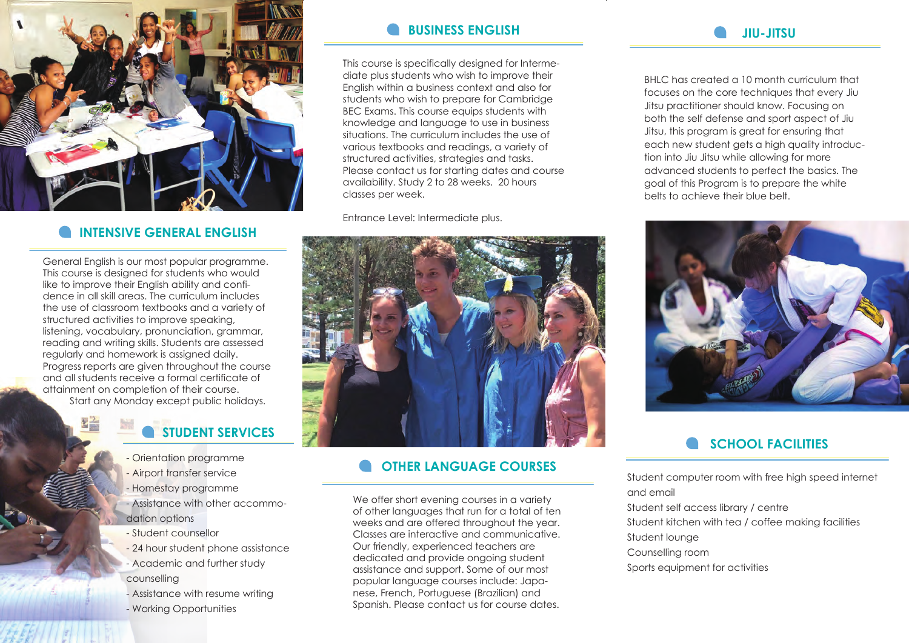## INTENSIVE GENERAL ENGLISH

General English is our most popular programme. This course is designed for students who would like to improve their English ability and confidence in all skill areas. The curriculum includes the use of classroom textbooks and a variety of structured activities to improve speaking, listening, vocabulary, pronunciation, grammar, reading and writing skills. Students are assessed regularly and homework is assigned daily. Progress reports are given throughout the course and all students receive a formal certificate of attainment on completion of their course.

Start any Monday except public holidays.

## STUDENT SERVICES

- Orientation programme
- Airport transfer service
- Homestay programme
- Assistance with other accommodation options
- Student counsellor
- 24 hour student phone assistance
- Academic and further study counselling
- Assistance with resume writing
- Working Opportunities

## BUSINESS ENGLISH

This course is specifically designed for Intermediate plus students who wish to improve their English within a business context and also for students who wish to prepare for Cambridge BEC Exams. This course equips students with knowledge and language to use in business situations. The curriculum includes the use of various textbooks and readings, a variety of structured activities, strategies and tasks. Please contact us for starting dates and course availability. Study 2 to 28 weeks. 20 hours classes per week.

Entrance Level: Intermediate plus.

## OTHER LANGUAGE COURSES

We offer short evening courses in a variety of other languages that run for a total of ten weeks and are offered throughout the year. Classes are interactive and communicative. Our friendly, experienced teachers are dedicated and provide ongoing student assistance and support. Some of our most popular language courses include: Japanese, French, Portuguese (Brazilian) and Spanish. Please contact us for course dates.

## JIU-JITSU

BHLC has created a 10 month curriculum that focuses on the core techniques that every Jiu Jitsu practitioner should know. Focusing on both the self defense and sport aspect of Jiu Jitsu, this program is great for ensuring that each new student gets a high quality introduction into Jiu Jitsu while allowing for more advanced students to perfect the basics. The goal of this Program is to prepare the white belts to achieve their blue belt.

## SCHOOL FACILITIES

Student computer room with free high speed internet and email

Student self access library / centre

Student kitchen with tea / coffee making facilities

Student lounge

Counselling room

Sports equipment for activities